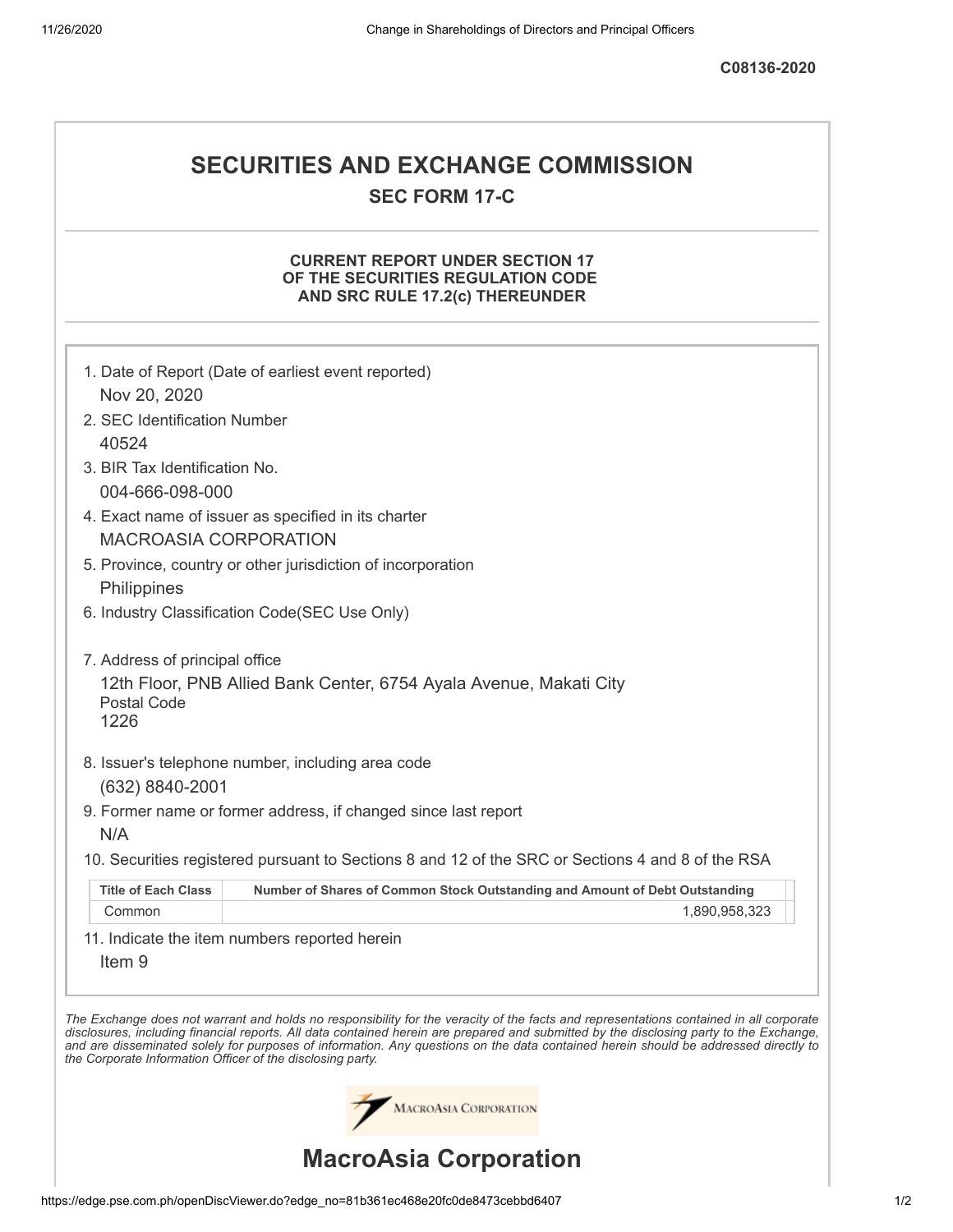C08136-2020

# SECURITIES AND EXCHANGE COMMISSION

## SEC FORM 17-C

### CURRENT REPORT UNDER SECTION 17 OF THE SECURITIES REGULATION CODE AND SRC RULE 17.2(c) THEREUNDER

1. Date of Report (Date of earliest event reported)
   Nov 20, 2020
2. SEC Identification Number
   40524
3. BIR Tax Identification No.
   004-666-098-000
4. Exact name of issuer as specified in its charter
   MACROASIA CORPORATION
5. Province, country or other jurisdiction of incorporation
   Philippines
6. Industry Classification Code(SEC Use Only)

7. Address of principal office
   12th Floor, PNB Allied Bank Center, 6754 Ayala Avenue, Makati City
   Postal Code
   1226
8. Issuer's telephone number, including area code
   (632) 8840-2001
9. Former name or former address, if changed since last report
   N/A
10. Securities registered pursuant to Sections 8 and 12 of the SRC or Sections 4 and 8 of the RSA

| Title of Each Class | Number of Shares of Common Stock Outstanding and Amount of Debt Outstanding |
|---|---|
| Common | 1,890,958,323 |

11. Indicate the item numbers reported herein
    Item 9

*The Exchange does not warrant and holds no responsibility for the veracity of the facts and representations contained in all corporate disclosures, including financial reports. All data contained herein are prepared and submitted by the disclosing party to the Exchange, and are disseminated solely for purposes of information. Any questions on the data contained herein should be addressed directly to the Corporate Information Officer of the disclosing party.*

MacroAsia Corporation

# MacroAsia Corporation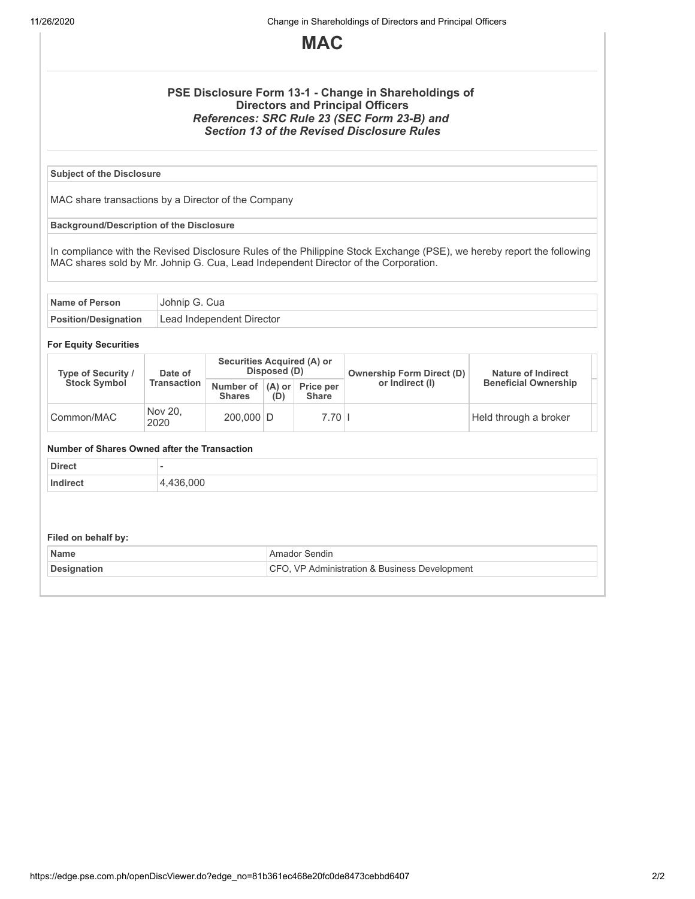# MAC

### PSE Disclosure Form 13-1 - Change in Shareholdings of Directors and Principal Officers
### *References: SRC Rule 23 (SEC Form 23-B) and Section 13 of the Revised Disclosure Rules*

| Subject of the Disclosure |
| --- |
| MAC share transactions by a Director of the Company |

| Background/Description of the Disclosure |
| --- |
| In compliance with the Revised Disclosure Rules of the Philippine Stock Exchange (PSE), we hereby report the following MAC shares sold by Mr. Johnip G. Cua, Lead Independent Director of the Corporation. |

| | |
| --- | --- |
| **Name of Person** | Johnip G. Cua |
| **Position/Designation** | Lead Independent Director |

**For Equity Securities**

| Type of Security / Stock Symbol | Date of Transaction | Securities Acquired (A) or Disposed (D) | | | Ownership Form Direct (D) or Indirect (I) | Nature of Indirect Beneficial Ownership |
| --- | --- | --- | --- | --- | --- | --- |
| | | Number of Shares | (A) or (D) | Price per Share | | |
| Common/MAC | Nov 20, 2020 | 200,000 | D | 7.70 | I | Held through a broker |

**Number of Shares Owned after the Transaction**

| | |
| --- | --- |
| **Direct** | - |
| **Indirect** | 4,436,000 |

**Filed on behalf by:**

| | |
| --- | --- |
| **Name** | Amador Sendin |
| **Designation** | CFO, VP Administration & Business Development |